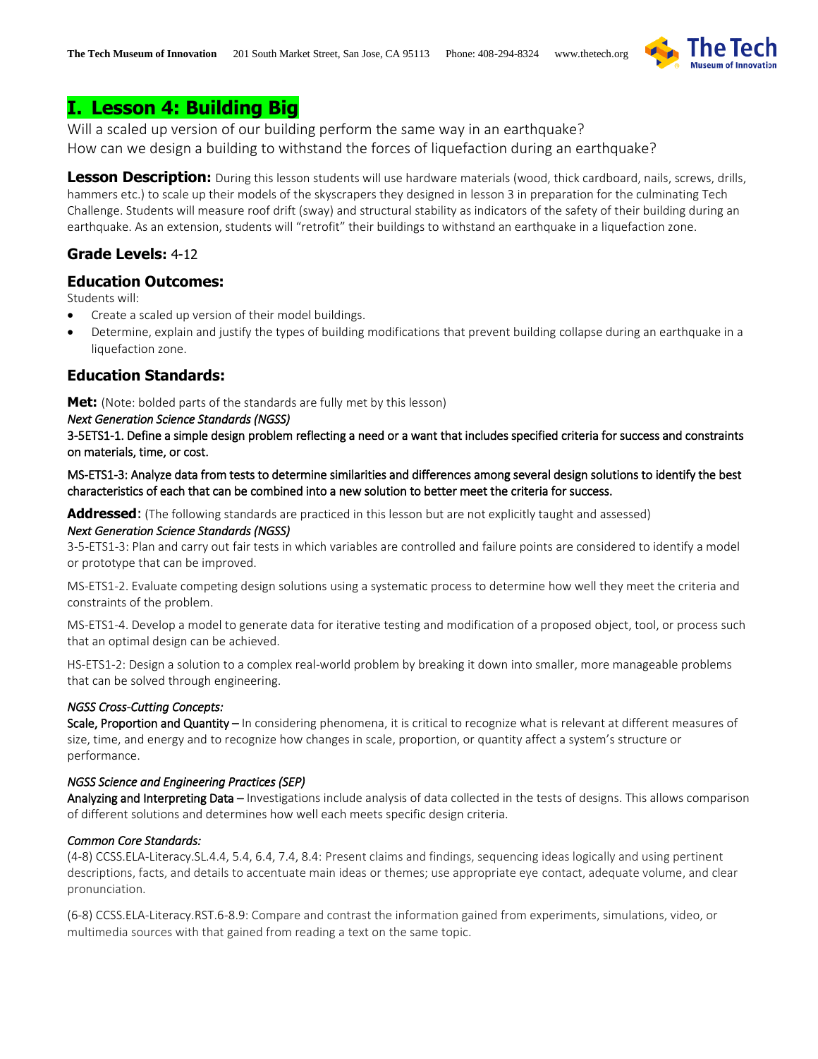# I. Lesson 4: Building Big

Will a scaled up version of our building perform the same way in an earthquake?
How can we design a building to withstand the forces of liquefaction during an earthquake?

**Lesson Description:** During this lesson students will use hardware materials (wood, thick cardboard, nails, screws, drills, hammers etc.) to scale up their models of the skyscrapers they designed in lesson 3 in preparation for the culminating Tech Challenge. Students will measure roof drift (sway) and structural stability as indicators of the safety of their building during an earthquake. As an extension, students will "retrofit" their buildings to withstand an earthquake in a liquefaction zone.

## Grade Levels: 4-12

## Education Outcomes:

Students will:

- Create a scaled up version of their model buildings.
- Determine, explain and justify the types of building modifications that prevent building collapse during an earthquake in a liquefaction zone.

## Education Standards:

**Met:** (Note: bolded parts of the standards are fully met by this lesson)

*Next Generation Science Standards (NGSS)*

**3-5ETS1-1. Define a simple design problem reflecting a need or a want that includes specified criteria for success and constraints on materials, time, or cost.**

**MS-ETS1-3: Analyze data from tests to determine similarities and differences among several design solutions to identify the best characteristics of each that can be combined into a new solution to better meet the criteria for success.**

**Addressed**: (The following standards are practiced in this lesson but are not explicitly taught and assessed)

*Next Generation Science Standards (NGSS)*

3-5-ETS1-3: Plan and carry out fair tests in which variables are controlled and failure points are considered to identify a model or prototype that can be improved.

MS-ETS1-2. Evaluate competing design solutions using a systematic process to determine how well they meet the criteria and constraints of the problem.

MS-ETS1-4. Develop a model to generate data for iterative testing and modification of a proposed object, tool, or process such that an optimal design can be achieved.

HS-ETS1-2: Design a solution to a complex real-world problem by breaking it down into smaller, more manageable problems that can be solved through engineering.

*NGSS Cross-Cutting Concepts:*

Scale, Proportion and Quantity – In considering phenomena, it is critical to recognize what is relevant at different measures of size, time, and energy and to recognize how changes in scale, proportion, or quantity affect a system's structure or performance.

*NGSS Science and Engineering Practices (SEP)*

Analyzing and Interpreting Data – Investigations include analysis of data collected in the tests of designs. This allows comparison of different solutions and determines how well each meets specific design criteria.

*Common Core Standards:*

(4-8) CCSS.ELA-Literacy.SL.4.4, 5.4, 6.4, 7.4, 8.4: Present claims and findings, sequencing ideas logically and using pertinent descriptions, facts, and details to accentuate main ideas or themes; use appropriate eye contact, adequate volume, and clear pronunciation.

(6-8) CCSS.ELA-Literacy.RST.6-8.9: Compare and contrast the information gained from experiments, simulations, video, or multimedia sources with that gained from reading a text on the same topic.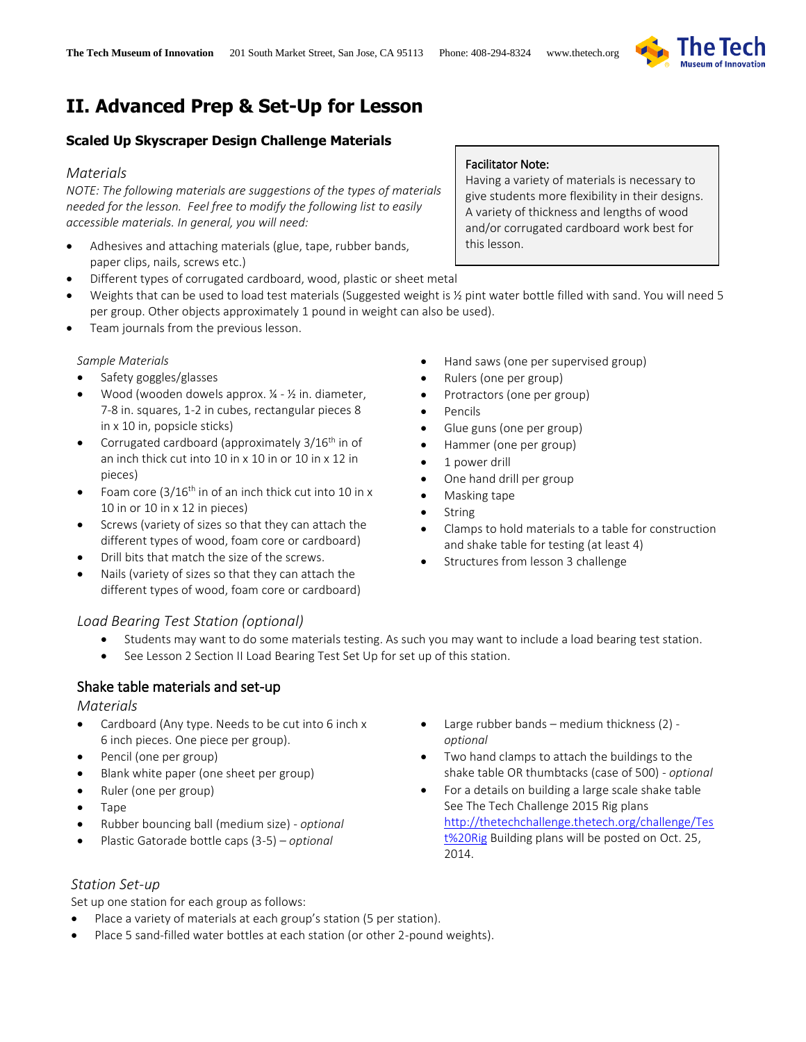# II. Advanced Prep & Set-Up for Lesson

### Scaled Up Skyscraper Design Challenge Materials

*Materials*

*NOTE: The following materials are suggestions of the types of materials needed for the lesson. Feel free to modify the following list to easily accessible materials. In general, you will need:*

> Facilitator Note:
> Having a variety of materials is necessary to give students more flexibility in their designs. A variety of thickness and lengths of wood and/or corrugated cardboard work best for this lesson.

- Adhesives and attaching materials (glue, tape, rubber bands, paper clips, nails, screws etc.)
- Different types of corrugated cardboard, wood, plastic or sheet metal
- Weights that can be used to load test materials (Suggested weight is ½ pint water bottle filled with sand. You will need 5 per group. Other objects approximately 1 pound in weight can also be used).
- Team journals from the previous lesson.

*Sample Materials*

- Safety goggles/glasses
- Wood (wooden dowels approx. ¼ - ½ in. diameter, 7-8 in. squares, 1-2 in cubes, rectangular pieces 8 in x 10 in, popsicle sticks)
- Corrugated cardboard (approximately 3/16th in of an inch thick cut into 10 in x 10 in or 10 in x 12 in pieces)
- Foam core (3/16th in of an inch thick cut into 10 in x 10 in or 10 in x 12 in pieces)
- Screws (variety of sizes so that they can attach the different types of wood, foam core or cardboard)
- Drill bits that match the size of the screws.
- Nails (variety of sizes so that they can attach the different types of wood, foam core or cardboard)
- Hand saws (one per supervised group)
- Rulers (one per group)
- Protractors (one per group)
- Pencils
- Glue guns (one per group)
- Hammer (one per group)
- 1 power drill
- One hand drill per group
- Masking tape
- String
- Clamps to hold materials to a table for construction and shake table for testing (at least 4)
- Structures from lesson 3 challenge

*Load Bearing Test Station (optional)*

- Students may want to do some materials testing. As such you may want to include a load bearing test station.
- See Lesson 2 Section II Load Bearing Test Set Up for set up of this station.

### Shake table materials and set-up

*Materials*

- Cardboard (Any type. Needs to be cut into 6 inch x 6 inch pieces. One piece per group).
- Pencil (one per group)
- Blank white paper (one sheet per group)
- Ruler (one per group)
- Tape
- Rubber bouncing ball (medium size) - *optional*
- Plastic Gatorade bottle caps (3-5) – *optional*
- Large rubber bands – medium thickness (2) - *optional*
- Two hand clamps to attach the buildings to the shake table OR thumbtacks (case of 500) - *optional*
- For a details on building a large scale shake table See The Tech Challenge 2015 Rig plans [http://thetechchallenge.thetech.org/challenge/Test%20Rig](http://thetechchallenge.thetech.org/challenge/Test%20Rig) Building plans will be posted on Oct. 25, 2014.

*Station Set-up*

Set up one station for each group as follows:

- Place a variety of materials at each group's station (5 per station).
- Place 5 sand-filled water bottles at each station (or other 2-pound weights).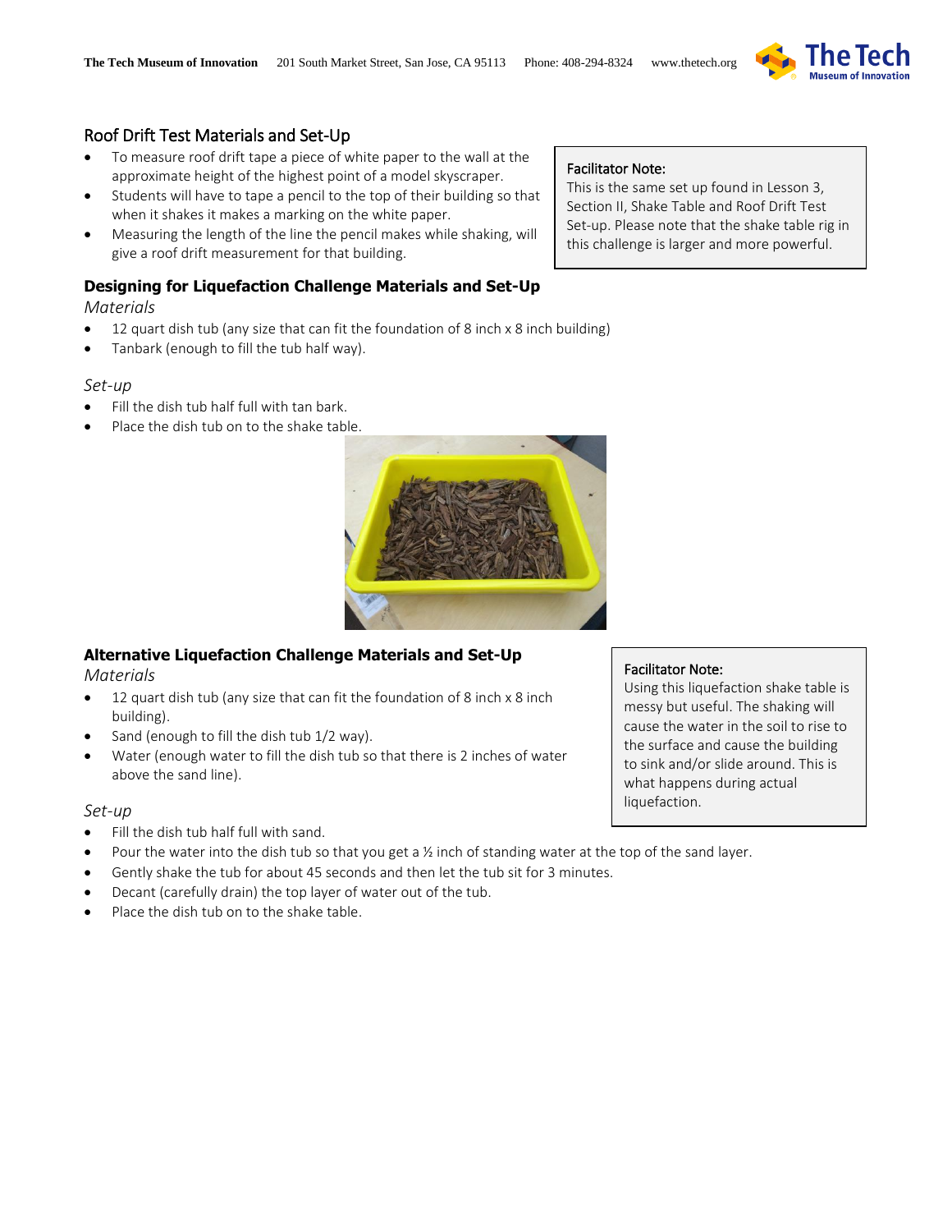## Roof Drift Test Materials and Set-Up

- To measure roof drift tape a piece of white paper to the wall at the approximate height of the highest point of a model skyscraper.
- Students will have to tape a pencil to the top of their building so that when it shakes it makes a marking on the white paper.
- Measuring the length of the line the pencil makes while shaking, will give a roof drift measurement for that building.

> Facilitator Note:
> This is the same set up found in Lesson 3, Section II, Shake Table and Roof Drift Test Set-up. Please note that the shake table rig in this challenge is larger and more powerful.

## Designing for Liquefaction Challenge Materials and Set-Up

*Materials*

- 12 quart dish tub (any size that can fit the foundation of 8 inch x 8 inch building)
- Tanbark (enough to fill the tub half way).

*Set-up*

- Fill the dish tub half full with tan bark.
- Place the dish tub on to the shake table.

## Alternative Liquefaction Challenge Materials and Set-Up

*Materials*

- 12 quart dish tub (any size that can fit the foundation of 8 inch x 8 inch building).
- Sand (enough to fill the dish tub 1/2 way).
- Water (enough water to fill the dish tub so that there is 2 inches of water above the sand line).

*Set-up*

- Fill the dish tub half full with sand.
- Pour the water into the dish tub so that you get a ½ inch of standing water at the top of the sand layer.
- Gently shake the tub for about 45 seconds and then let the tub sit for 3 minutes.
- Decant (carefully drain) the top layer of water out of the tub.
- Place the dish tub on to the shake table.

> Facilitator Note:
> Using this liquefaction shake table is messy but useful. The shaking will cause the water in the soil to rise to the surface and cause the building to sink and/or slide around. This is what happens during actual liquefaction.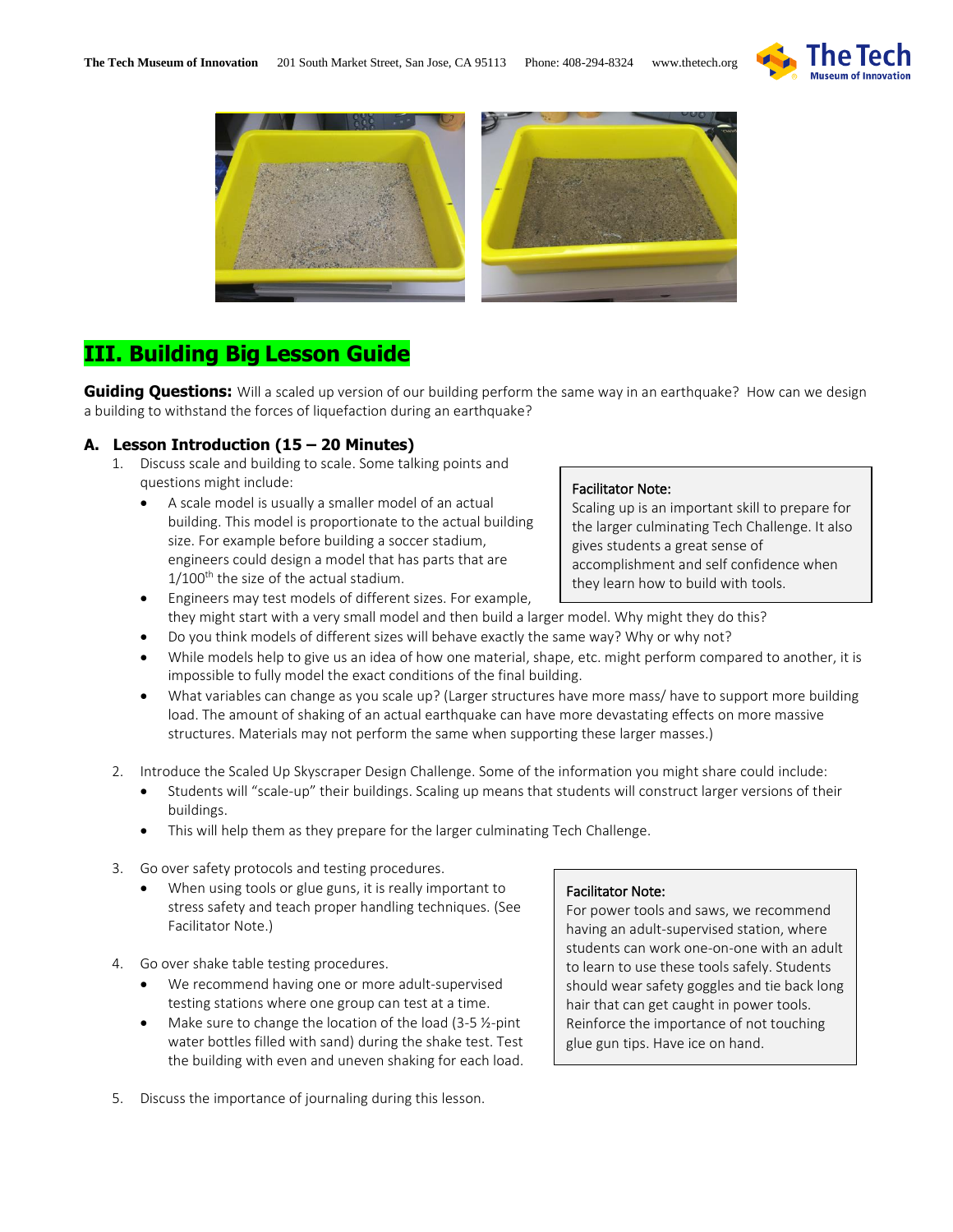# III. Building Big Lesson Guide

**Guiding Questions:** Will a scaled up version of our building perform the same way in an earthquake? How can we design a building to withstand the forces of liquefaction during an earthquake?

## A. Lesson Introduction (15 – 20 Minutes)

1. Discuss scale and building to scale. Some talking points and questions might include:
   - A scale model is usually a smaller model of an actual building. This model is proportionate to the actual building size. For example before building a soccer stadium, engineers could design a model that has parts that are 1/100th the size of the actual stadium.
   - Engineers may test models of different sizes. For example, they might start with a very small model and then build a larger model. Why might they do this?
   - Do you think models of different sizes will behave exactly the same way? Why or why not?
   - While models help to give us an idea of how one material, shape, etc. might perform compared to another, it is impossible to fully model the exact conditions of the final building.
   - What variables can change as you scale up? (Larger structures have more mass/ have to support more building load. The amount of shaking of an actual earthquake can have more devastating effects on more massive structures. Materials may not perform the same when supporting these larger masses.)

> **Facilitator Note:**
> Scaling up is an important skill to prepare for the larger culminating Tech Challenge. It also gives students a great sense of accomplishment and self confidence when they learn how to build with tools.

2. Introduce the Scaled Up Skyscraper Design Challenge. Some of the information you might share could include:
   - Students will "scale-up" their buildings. Scaling up means that students will construct larger versions of their buildings.
   - This will help them as they prepare for the larger culminating Tech Challenge.

3. Go over safety protocols and testing procedures.
   - When using tools or glue guns, it is really important to stress safety and teach proper handling techniques. (See Facilitator Note.)

4. Go over shake table testing procedures.
   - We recommend having one or more adult-supervised testing stations where one group can test at a time.
   - Make sure to change the location of the load (3-5 ½-pint water bottles filled with sand) during the shake test. Test the building with even and uneven shaking for each load.

> **Facilitator Note:**
> For power tools and saws, we recommend having an adult-supervised station, where students can work one-on-one with an adult to learn to use these tools safely. Students should wear safety goggles and tie back long hair that can get caught in power tools. Reinforce the importance of not touching glue gun tips. Have ice on hand.

5. Discuss the importance of journaling during this lesson.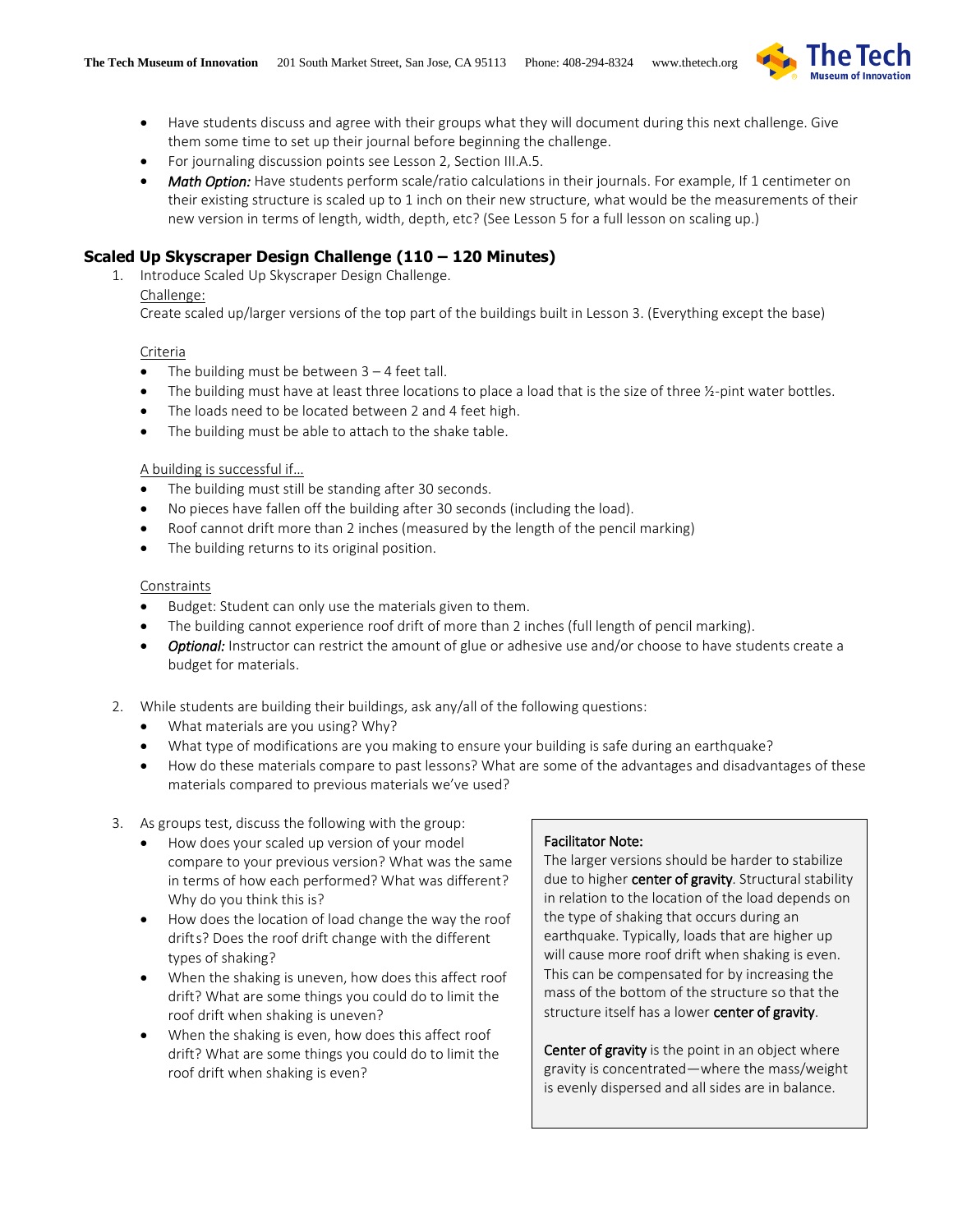- Have students discuss and agree with their groups what they will document during this next challenge. Give them some time to set up their journal before beginning the challenge.
- For journaling discussion points see Lesson 2, Section III.A.5.
- *Math Option:* Have students perform scale/ratio calculations in their journals. For example, If 1 centimeter on their existing structure is scaled up to 1 inch on their new structure, what would be the measurements of their new version in terms of length, width, depth, etc? (See Lesson 5 for a full lesson on scaling up.)

## Scaled Up Skyscraper Design Challenge (110 – 120 Minutes)

1. Introduce Scaled Up Skyscraper Design Challenge.

   Challenge:

   Create scaled up/larger versions of the top part of the buildings built in Lesson 3. (Everything except the base)

   Criteria
   - The building must be between 3 – 4 feet tall.
   - The building must have at least three locations to place a load that is the size of three ½-pint water bottles.
   - The loads need to be located between 2 and 4 feet high.
   - The building must be able to attach to the shake table.

   A building is successful if…
   - The building must still be standing after 30 seconds.
   - No pieces have fallen off the building after 30 seconds (including the load).
   - Roof cannot drift more than 2 inches (measured by the length of the pencil marking)
   - The building returns to its original position.

   Constraints
   - Budget: Student can only use the materials given to them.
   - The building cannot experience roof drift of more than 2 inches (full length of pencil marking).
   - *Optional:* Instructor can restrict the amount of glue or adhesive use and/or choose to have students create a budget for materials.

2. While students are building their buildings, ask any/all of the following questions:
   - What materials are you using? Why?
   - What type of modifications are you making to ensure your building is safe during an earthquake?
   - How do these materials compare to past lessons? What are some of the advantages and disadvantages of these materials compared to previous materials we've used?

3. As groups test, discuss the following with the group:
   - How does your scaled up version of your model compare to your previous version? What was the same in terms of how each performed? What was different? Why do you think this is?
   - How does the location of load change the way the roof drifts? Does the roof drift change with the different types of shaking?
   - When the shaking is uneven, how does this affect roof drift? What are some things you could do to limit the roof drift when shaking is uneven?
   - When the shaking is even, how does this affect roof drift? What are some things you could do to limit the roof drift when shaking is even?

> **Facilitator Note:**
> The larger versions should be harder to stabilize due to higher **center of gravity**. Structural stability in relation to the location of the load depends on the type of shaking that occurs during an earthquake. Typically, loads that are higher up will cause more roof drift when shaking is even. This can be compensated for by increasing the mass of the bottom of the structure so that the structure itself has a lower **center of gravity**.
>
> **Center of gravity** is the point in an object where gravity is concentrated—where the mass/weight is evenly dispersed and all sides are in balance.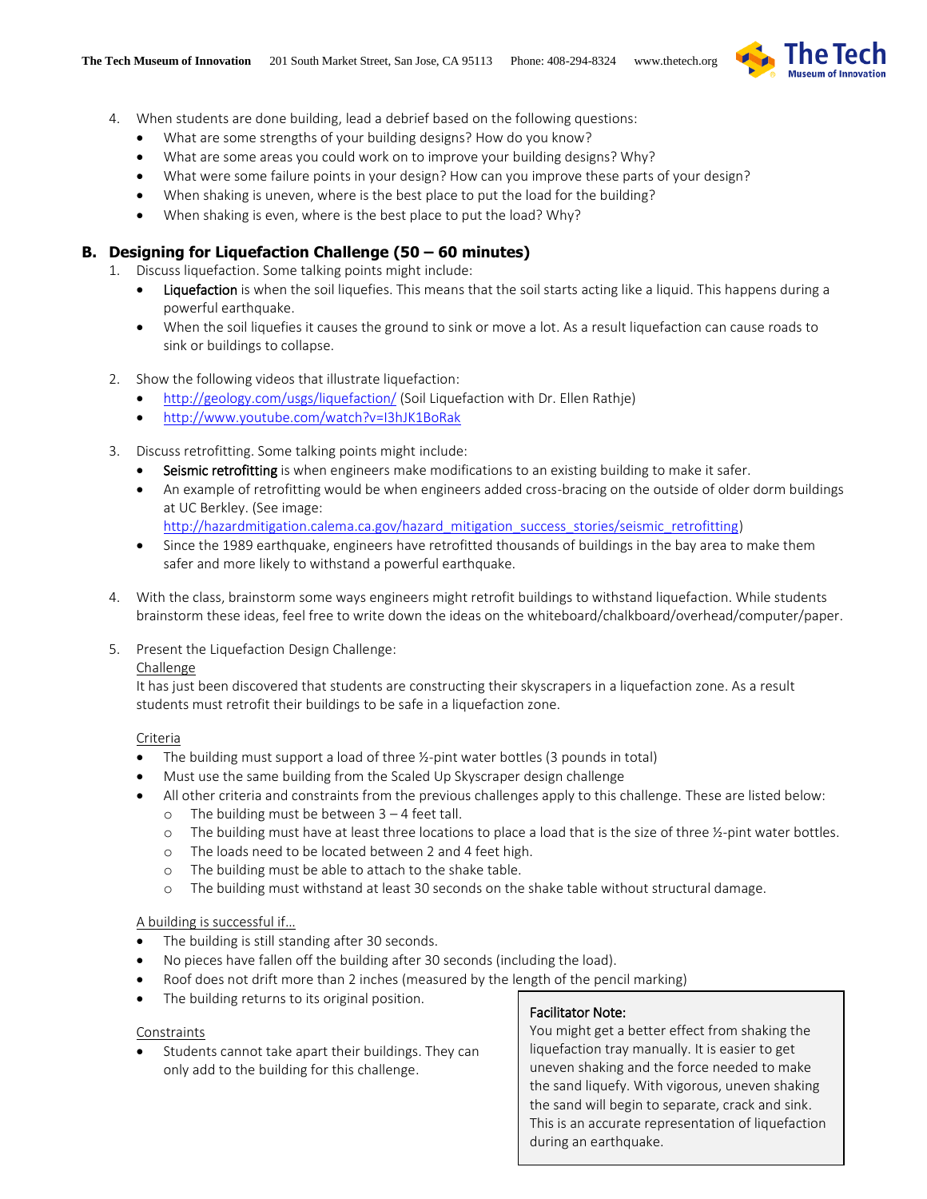4. When students are done building, lead a debrief based on the following questions:
   - What are some strengths of your building designs? How do you know?
   - What are some areas you could work on to improve your building designs? Why?
   - What were some failure points in your design? How can you improve these parts of your design?
   - When shaking is uneven, where is the best place to put the load for the building?
   - When shaking is even, where is the best place to put the load? Why?

## B. Designing for Liquefaction Challenge (50 – 60 minutes)

1. Discuss liquefaction. Some talking points might include:
   - **Liquefaction** is when the soil liquefies. This means that the soil starts acting like a liquid. This happens during a powerful earthquake.
   - When the soil liquefies it causes the ground to sink or move a lot. As a result liquefaction can cause roads to sink or buildings to collapse.

2. Show the following videos that illustrate liquefaction:
   - http://geology.com/usgs/liquefaction/ (Soil Liquefaction with Dr. Ellen Rathje)
   - http://www.youtube.com/watch?v=I3hJK1BoRak

3. Discuss retrofitting. Some talking points might include:
   - **Seismic retrofitting** is when engineers make modifications to an existing building to make it safer.
   - An example of retrofitting would be when engineers added cross-bracing on the outside of older dorm buildings at UC Berkley. (See image: http://hazardmitigation.calema.ca.gov/hazard_mitigation_success_stories/seismic_retrofitting)
   - Since the 1989 earthquake, engineers have retrofitted thousands of buildings in the bay area to make them safer and more likely to withstand a powerful earthquake.

4. With the class, brainstorm some ways engineers might retrofit buildings to withstand liquefaction. While students brainstorm these ideas, feel free to write down the ideas on the whiteboard/chalkboard/overhead/computer/paper.

5. Present the Liquefaction Design Challenge:

   Challenge

   It has just been discovered that students are constructing their skyscrapers in a liquefaction zone. As a result students must retrofit their buildings to be safe in a liquefaction zone.

   Criteria
   - The building must support a load of three ½-pint water bottles (3 pounds in total)
   - Must use the same building from the Scaled Up Skyscraper design challenge
   - All other criteria and constraints from the previous challenges apply to this challenge. These are listed below:
     - The building must be between 3 – 4 feet tall.
     - The building must have at least three locations to place a load that is the size of three ½-pint water bottles.
     - The loads need to be located between 2 and 4 feet high.
     - The building must be able to attach to the shake table.
     - The building must withstand at least 30 seconds on the shake table without structural damage.

   A building is successful if…
   - The building is still standing after 30 seconds.
   - No pieces have fallen off the building after 30 seconds (including the load).
   - Roof does not drift more than 2 inches (measured by the length of the pencil marking)
   - The building returns to its original position.

   Constraints
   - Students cannot take apart their buildings. They can only add to the building for this challenge.

> **Facilitator Note:**
> You might get a better effect from shaking the liquefaction tray manually. It is easier to get uneven shaking and the force needed to make the sand liquefy. With vigorous, uneven shaking the sand will begin to separate, crack and sink. This is an accurate representation of liquefaction during an earthquake.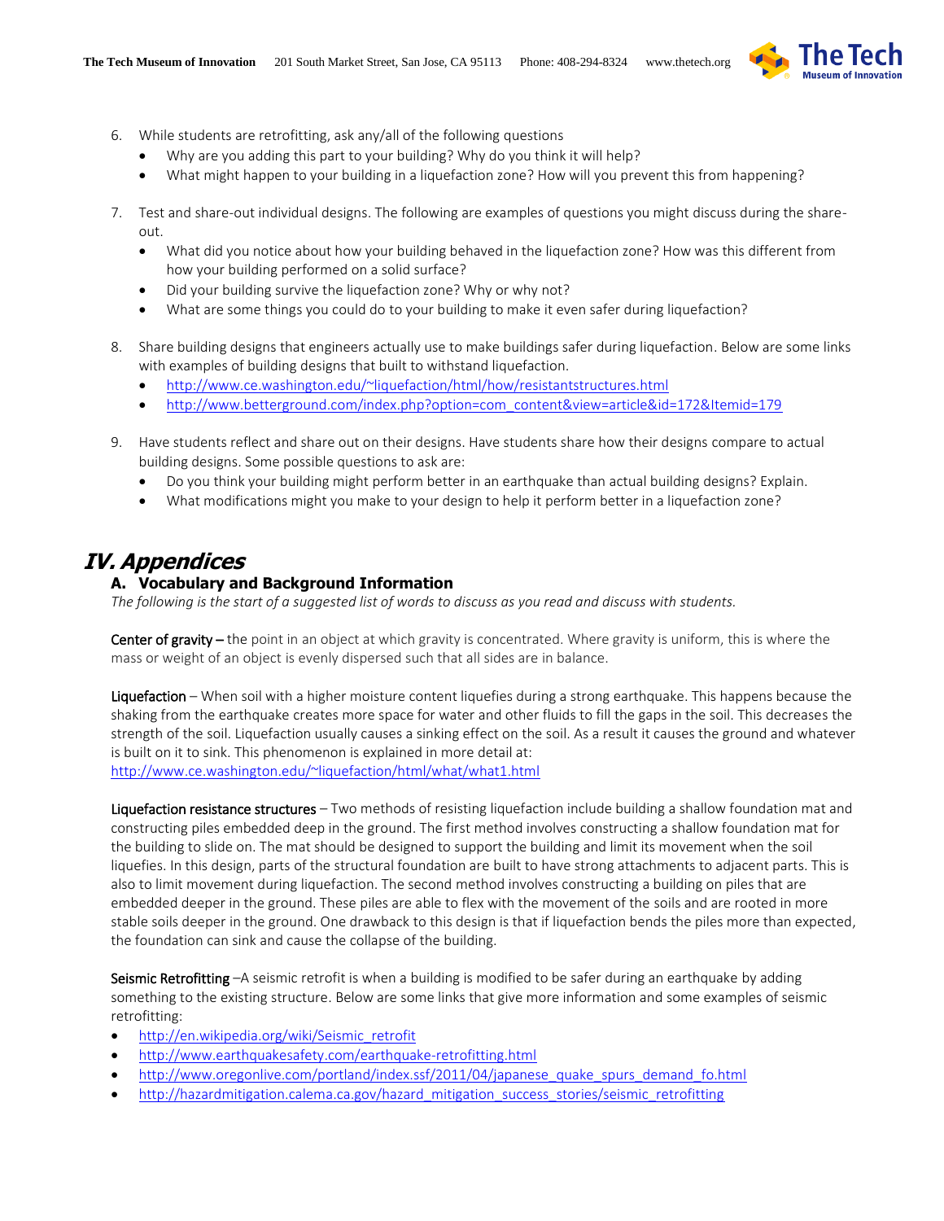6. While students are retrofitting, ask any/all of the following questions
   - Why are you adding this part to your building? Why do you think it will help?
   - What might happen to your building in a liquefaction zone? How will you prevent this from happening?

7. Test and share-out individual designs. The following are examples of questions you might discuss during the share-out.
   - What did you notice about how your building behaved in the liquefaction zone? How was this different from how your building performed on a solid surface?
   - Did your building survive the liquefaction zone? Why or why not?
   - What are some things you could do to your building to make it even safer during liquefaction?

8. Share building designs that engineers actually use to make buildings safer during liquefaction. Below are some links with examples of building designs that built to withstand liquefaction.
   - http://www.ce.washington.edu/~liquefaction/html/how/resistantstructures.html
   - http://www.betterground.com/index.php?option=com_content&view=article&id=172&Itemid=179

9. Have students reflect and share out on their designs. Have students share how their designs compare to actual building designs. Some possible questions to ask are:
   - Do you think your building might perform better in an earthquake than actual building designs? Explain.
   - What modifications might you make to your design to help it perform better in a liquefaction zone?

# IV. Appendices

## A. Vocabulary and Background Information

*The following is the start of a suggested list of words to discuss as you read and discuss with students.*

**Center of gravity** – the point in an object at which gravity is concentrated. Where gravity is uniform, this is where the mass or weight of an object is evenly dispersed such that all sides are in balance.

**Liquefaction** – When soil with a higher moisture content liquefies during a strong earthquake. This happens because the shaking from the earthquake creates more space for water and other fluids to fill the gaps in the soil. This decreases the strength of the soil. Liquefaction usually causes a sinking effect on the soil. As a result it causes the ground and whatever is built on it to sink. This phenomenon is explained in more detail at:
http://www.ce.washington.edu/~liquefaction/html/what/what1.html

**Liquefaction resistance structures** – Two methods of resisting liquefaction include building a shallow foundation mat and constructing piles embedded deep in the ground. The first method involves constructing a shallow foundation mat for the building to slide on. The mat should be designed to support the building and limit its movement when the soil liquefies. In this design, parts of the structural foundation are built to have strong attachments to adjacent parts. This is also to limit movement during liquefaction. The second method involves constructing a building on piles that are embedded deeper in the ground. These piles are able to flex with the movement of the soils and are rooted in more stable soils deeper in the ground. One drawback to this design is that if liquefaction bends the piles more than expected, the foundation can sink and cause the collapse of the building.

**Seismic Retrofitting** –A seismic retrofit is when a building is modified to be safer during an earthquake by adding something to the existing structure. Below are some links that give more information and some examples of seismic retrofitting:

- http://en.wikipedia.org/wiki/Seismic_retrofit
- http://www.earthquakesafety.com/earthquake-retrofitting.html
- http://www.oregonlive.com/portland/index.ssf/2011/04/japanese_quake_spurs_demand_fo.html
- http://hazardmitigation.calema.ca.gov/hazard_mitigation_success_stories/seismic_retrofitting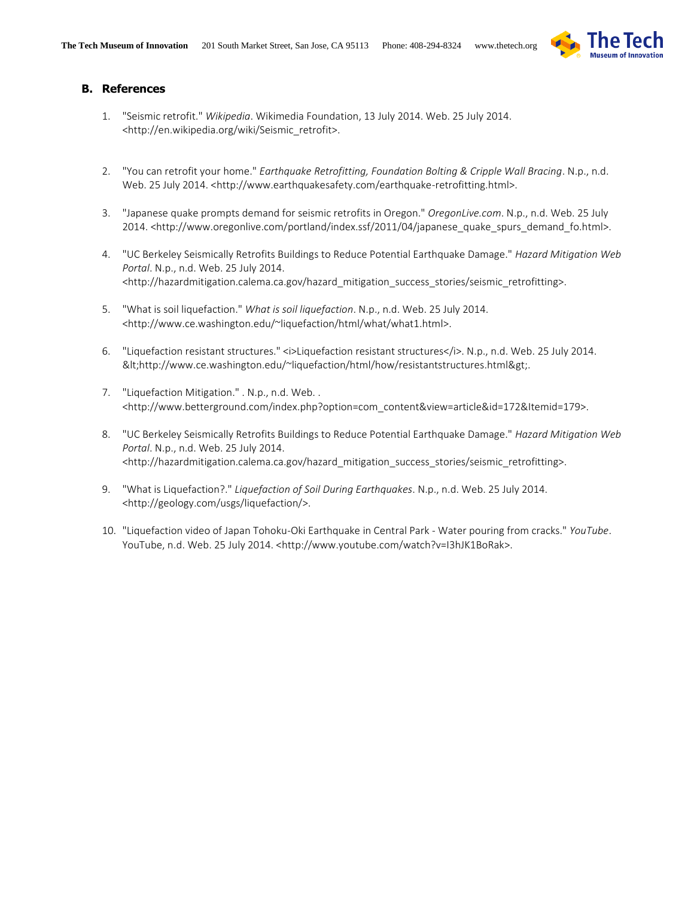## B. References

1. "Seismic retrofit." *Wikipedia*. Wikimedia Foundation, 13 July 2014. Web. 25 July 2014. <http://en.wikipedia.org/wiki/Seismic_retrofit>.

2. "You can retrofit your home." *Earthquake Retrofitting, Foundation Bolting & Cripple Wall Bracing*. N.p., n.d. Web. 25 July 2014. <http://www.earthquakesafety.com/earthquake-retrofitting.html>.

3. "Japanese quake prompts demand for seismic retrofits in Oregon." *OregonLive.com*. N.p., n.d. Web. 25 July 2014. <http://www.oregonlive.com/portland/index.ssf/2011/04/japanese_quake_spurs_demand_fo.html>.

4. "UC Berkeley Seismically Retrofits Buildings to Reduce Potential Earthquake Damage." *Hazard Mitigation Web Portal*. N.p., n.d. Web. 25 July 2014. <http://hazardmitigation.calema.ca.gov/hazard_mitigation_success_stories/seismic_retrofitting>.

5. "What is soil liquefaction." *What is soil liquefaction*. N.p., n.d. Web. 25 July 2014. <http://www.ce.washington.edu/~liquefaction/html/what/what1.html>.

6. "Liquefaction resistant structures." <i>Liquefaction resistant structures</i>. N.p., n.d. Web. 25 July 2014. &lt;http://www.ce.washington.edu/~liquefaction/html/how/resistantstructures.html&gt;.

7. "Liquefaction Mitigation." . N.p., n.d. Web. . <http://www.betterground.com/index.php?option=com_content&view=article&id=172&Itemid=179>.

8. "UC Berkeley Seismically Retrofits Buildings to Reduce Potential Earthquake Damage." *Hazard Mitigation Web Portal*. N.p., n.d. Web. 25 July 2014. <http://hazardmitigation.calema.ca.gov/hazard_mitigation_success_stories/seismic_retrofitting>.

9. "What is Liquefaction?." *Liquefaction of Soil During Earthquakes*. N.p., n.d. Web. 25 July 2014. <http://geology.com/usgs/liquefaction/>.

10. "Liquefaction video of Japan Tohoku-Oki Earthquake in Central Park - Water pouring from cracks." *YouTube*. YouTube, n.d. Web. 25 July 2014. <http://www.youtube.com/watch?v=I3hJK1BoRak>.